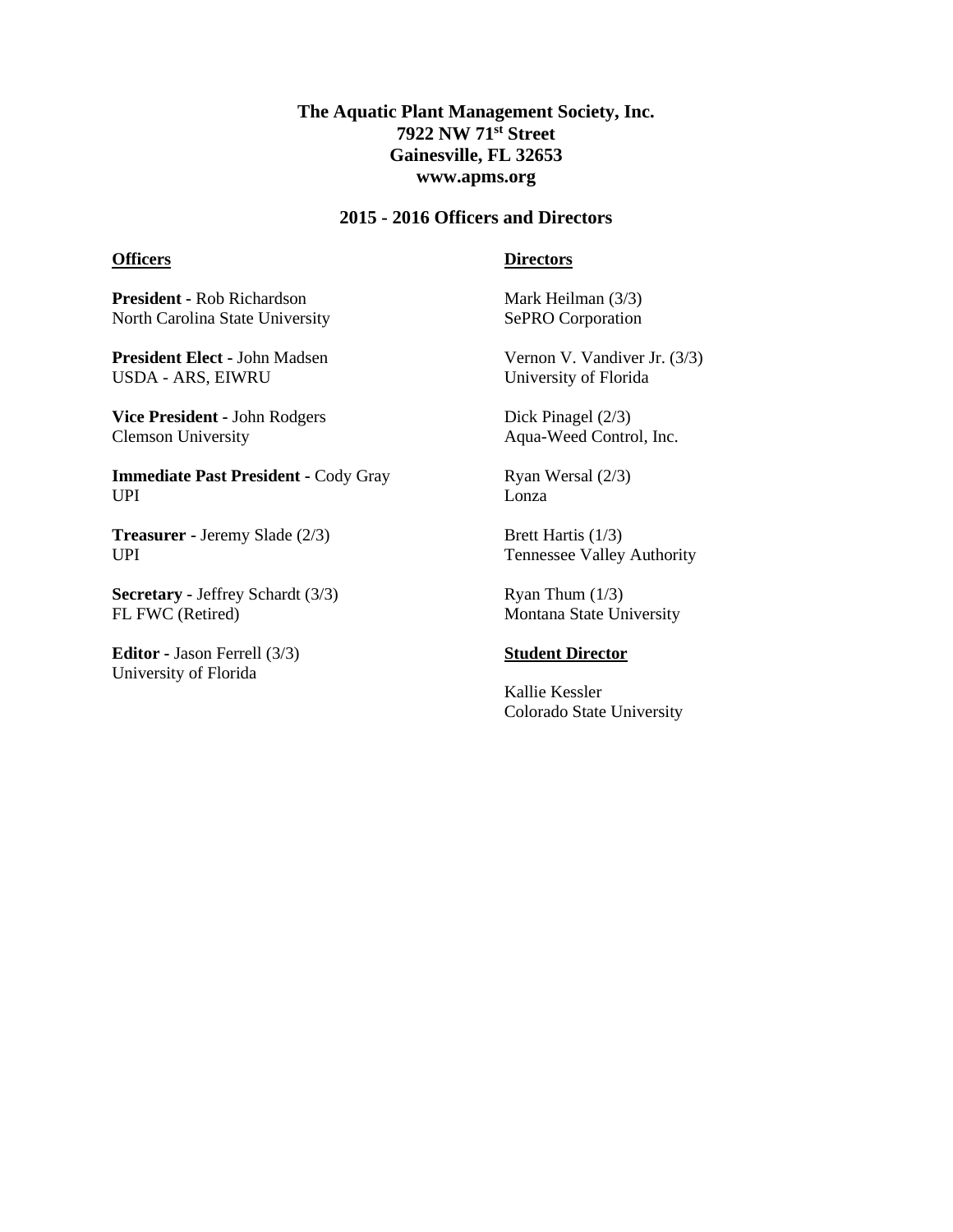**The Aquatic Plant Management Society, Inc.**
**7922 NW 71st Street**
**Gainesville, FL 32653**
**www.apms.org**

## 2015 - 2016 Officers and Directors

### Officers

**President -** Rob Richardson
North Carolina State University

**President Elect -** John Madsen
USDA - ARS, EIWRU

**Vice President -** John Rodgers
Clemson University

**Immediate Past President -** Cody Gray
UPI

**Treasurer -** Jeremy Slade (2/3)
UPI

**Secretary -** Jeffrey Schardt (3/3)
FL FWC (Retired)

**Editor -** Jason Ferrell (3/3)
University of Florida

### Directors

Mark Heilman (3/3)
SePRO Corporation

Vernon V. Vandiver Jr. (3/3)
University of Florida

Dick Pinagel (2/3)
Aqua-Weed Control, Inc.

Ryan Wersal (2/3)
Lonza

Brett Hartis (1/3)
Tennessee Valley Authority

Ryan Thum (1/3)
Montana State University

### Student Director

Kallie Kessler
Colorado State University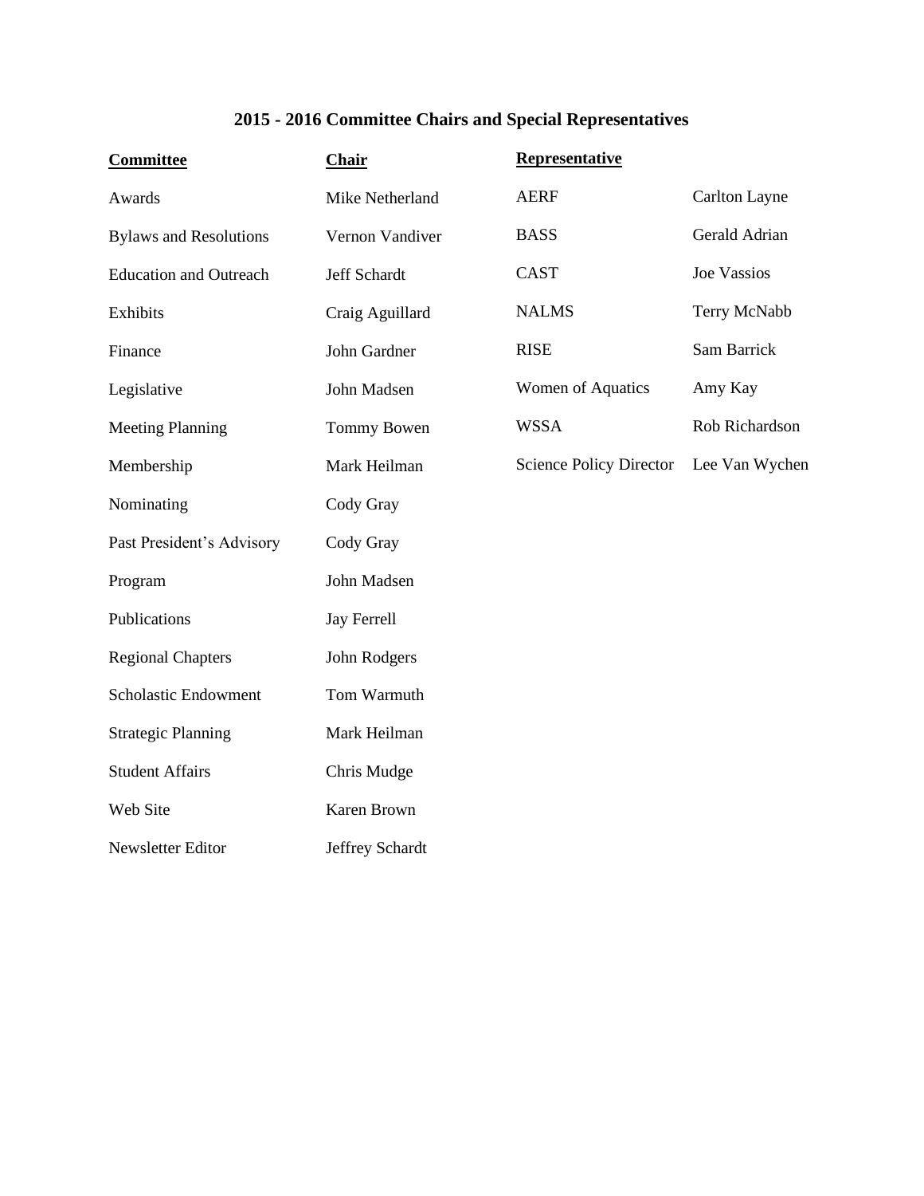## 2015 - 2016 Committee Chairs and Special Representatives

| Committee | Chair |
|---|---|
| Awards | Mike Netherland |
| Bylaws and Resolutions | Vernon Vandiver |
| Education and Outreach | Jeff Schardt |
| Exhibits | Craig Aguillard |
| Finance | John Gardner |
| Legislative | John Madsen |
| Meeting Planning | Tommy Bowen |
| Membership | Mark Heilman |
| Nominating | Cody Gray |
| Past President's Advisory | Cody Gray |
| Program | John Madsen |
| Publications | Jay Ferrell |
| Regional Chapters | John Rodgers |
| Scholastic Endowment | Tom Warmuth |
| Strategic Planning | Mark Heilman |
| Student Affairs | Chris Mudge |
| Web Site | Karen Brown |
| Newsletter Editor | Jeffrey Schardt |

| Representative | |
|---|---|
| AERF | Carlton Layne |
| BASS | Gerald Adrian |
| CAST | Joe Vassios |
| NALMS | Terry McNabb |
| RISE | Sam Barrick |
| Women of Aquatics | Amy Kay |
| WSSA | Rob Richardson |
| Science Policy Director | Lee Van Wychen |